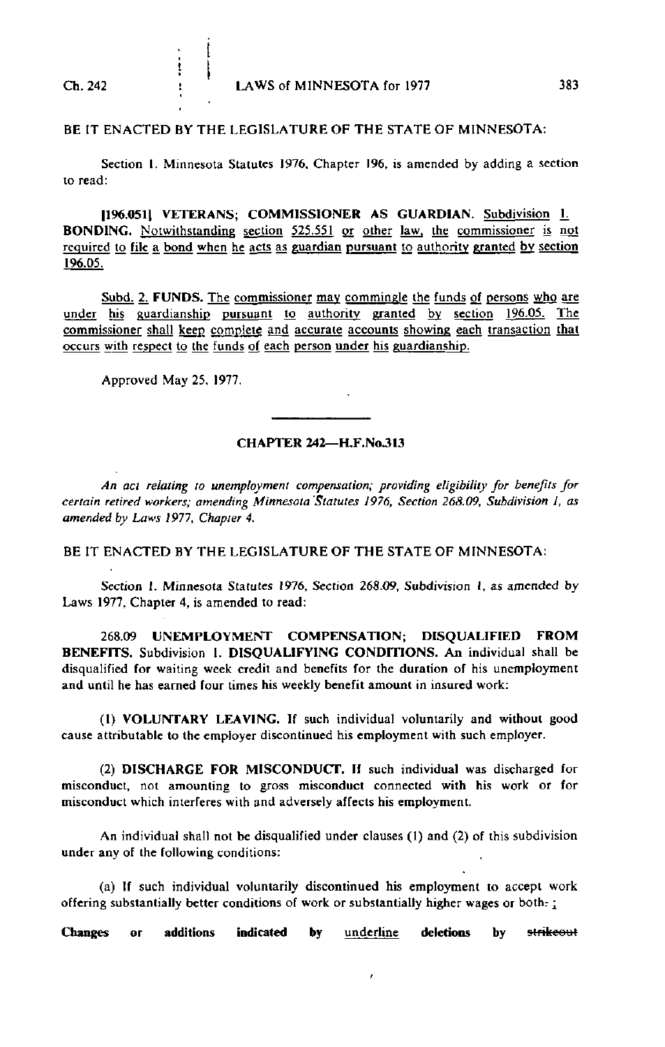BE IT ENACTED BY THE LEGISLATURE OF THE STATE OF MINNESOTA:

Section 1. Minnesota Statutes 1976, Chapter 196, is amended by adding a section to read:

**[196.051] VETERANS; COMMISSIONER AS GUARDIAN.** Subdivision 1. **BONDING.** Notwithstanding section 525.551 or other law, the commissioner is not required to file a bond when he acts as guardian pursuant to authority granted by section 196.05.

Subd. 2. **FUNDS.** The commissioner may commingle the funds of persons who are under his guardianship pursuant to authority granted by section 196.05. The commissioner shall keep complete and accurate accounts showing each transaction that occurs with respect to the funds of each person under his guardianship.

Approved May 25, 1977.

## CHAPTER 242—H.F.No.313

*An act relating to unemployment compensation; providing eligibility for benefits for certain retired workers; amending Minnesota Statutes 1976, Section 268.09, Subdivision 1, as amended by Laws 1977, Chapter 4.*

BE IT ENACTED BY THE LEGISLATURE OF THE STATE OF MINNESOTA:

Section 1. Minnesota Statutes 1976, Section 268.09, Subdivision 1, as amended by Laws 1977, Chapter 4, is amended to read:

268.09 **UNEMPLOYMENT COMPENSATION; DISQUALIFIED FROM BENEFITS.** Subdivision 1. **DISQUALIFYING CONDITIONS.** An individual shall be disqualified for waiting week credit and benefits for the duration of his unemployment and until he has earned four times his weekly benefit amount in insured work:

(1) **VOLUNTARY LEAVING.** If such individual voluntarily and without good cause attributable to the employer discontinued his employment with such employer.

(2) **DISCHARGE FOR MISCONDUCT.** If such individual was discharged for misconduct, not amounting to gross misconduct connected with his work or for misconduct which interferes with and adversely affects his employment.

An individual shall not be disqualified under clauses (1) and (2) of this subdivision under any of the following conditions:

(a) If such individual voluntarily discontinued his employment to accept work offering substantially better conditions of work or substantially higher wages or both. ;

**Changes or additions indicated by** underline **deletions by** ~~strikeout~~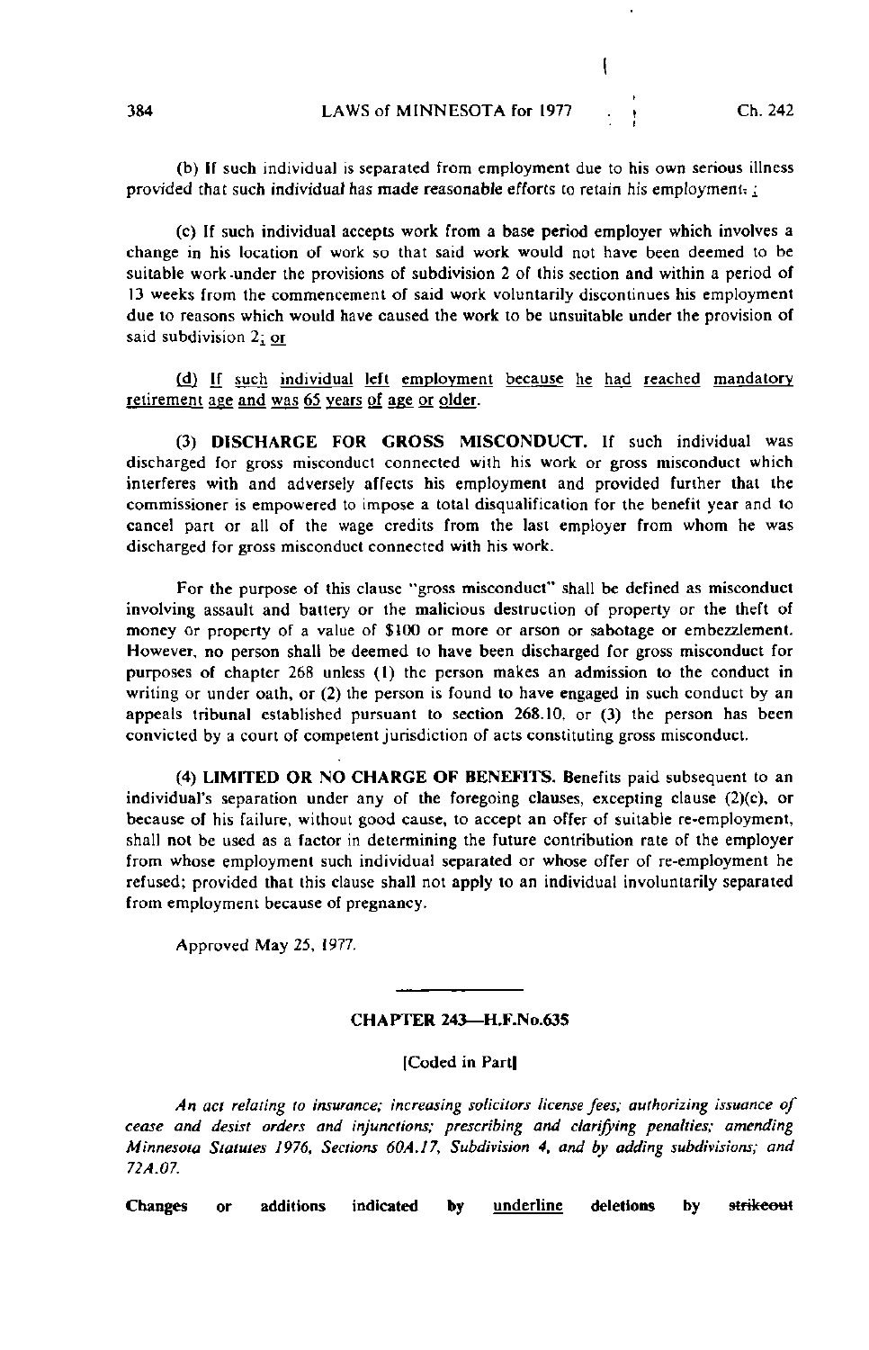(b) If such individual is separated from employment due to his own serious illness provided that such individual has made reasonable efforts to retain his employment. ;

(c) If such individual accepts work from a base period employer which involves a change in his location of work so that said work would not have been deemed to be suitable work under the provisions of subdivision 2 of this section and within a period of 13 weeks from the commencement of said work voluntarily discontinues his employment due to reasons which would have caused the work to be unsuitable under the provision of said subdivision 2; or

(d) If such individual left employment because he had reached mandatory retirement age and was 65 years of age or older.

(3) **DISCHARGE FOR GROSS MISCONDUCT.** If such individual was discharged for gross misconduct connected with his work or gross misconduct which interferes with and adversely affects his employment and provided further that the commissioner is empowered to impose a total disqualification for the benefit year and to cancel part or all of the wage credits from the last employer from whom he was discharged for gross misconduct connected with his work.

For the purpose of this clause "gross misconduct" shall be defined as misconduct involving assault and battery or the malicious destruction of property or the theft of money or property of a value of $100 or more or arson or sabotage or embezzlement. However, no person shall be deemed to have been discharged for gross misconduct for purposes of chapter 268 unless (1) the person makes an admission to the conduct in writing or under oath, or (2) the person is found to have engaged in such conduct by an appeals tribunal established pursuant to section 268.10, or (3) the person has been convicted by a court of competent jurisdiction of acts constituting gross misconduct.

(4) **LIMITED OR NO CHARGE OF BENEFITS.** Benefits paid subsequent to an individual's separation under any of the foregoing clauses, excepting clause (2)(c), or because of his failure, without good cause, to accept an offer of suitable re-employment, shall not be used as a factor in determining the future contribution rate of the employer from whose employment such individual separated or whose offer of re-employment he refused; provided that this clause shall not apply to an individual involuntarily separated from employment because of pregnancy.

Approved May 25, 1977.

---

## CHAPTER 243—H.F.No.635

[Coded in Part]

*An act relating to insurance; increasing solicitors license fees; authorizing issuance of cease and desist orders and injunctions; prescribing and clarifying penalties; amending Minnesota Statutes 1976, Sections 60A.17, Subdivision 4, and by adding subdivisions; and 72A.07.*

**Changes or additions indicated by underline deletions by ~~strikeout~~**